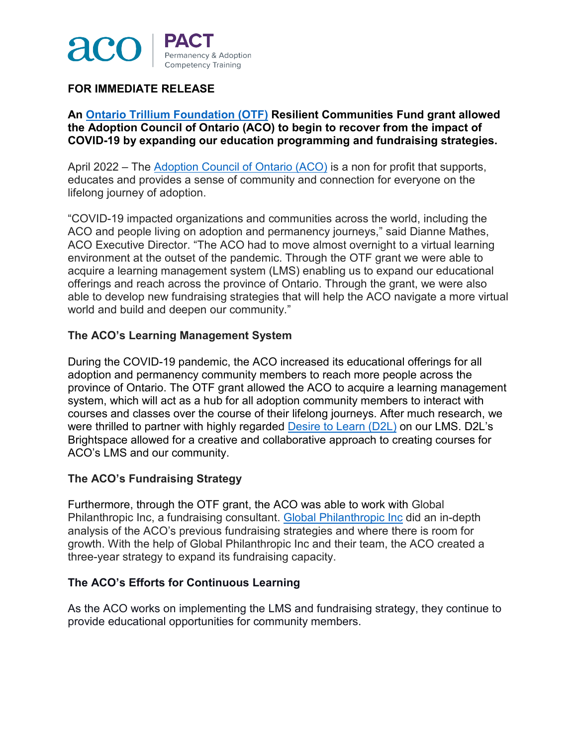aco | **PACT** Permanency & Adoption Competency Training

**FOR IMMEDIATE RELEASE**

**An Ontario Trillium Foundation (OTF) Resilient Communities Fund grant allowed the Adoption Council of Ontario (ACO) to begin to recover from the impact of COVID-19 by expanding our education programming and fundraising strategies.**

April 2022 – The Adoption Council of Ontario (ACO) is a non for profit that supports, educates and provides a sense of community and connection for everyone on the lifelong journey of adoption.

"COVID-19 impacted organizations and communities across the world, including the ACO and people living on adoption and permanency journeys," said Dianne Mathes, ACO Executive Director. "The ACO had to move almost overnight to a virtual learning environment at the outset of the pandemic. Through the OTF grant we were able to acquire a learning management system (LMS) enabling us to expand our educational offerings and reach across the province of Ontario. Through the grant, we were also able to develop new fundraising strategies that will help the ACO navigate a more virtual world and build and deepen our community."

**The ACO's Learning Management System**

During the COVID-19 pandemic, the ACO increased its educational offerings for all adoption and permanency community members to reach more people across the province of Ontario. The OTF grant allowed the ACO to acquire a learning management system, which will act as a hub for all adoption community members to interact with courses and classes over the course of their lifelong journeys. After much research, we were thrilled to partner with highly regarded Desire to Learn (D2L) on our LMS. D2L's Brightspace allowed for a creative and collaborative approach to creating courses for ACO's LMS and our community.

**The ACO's Fundraising Strategy**

Furthermore, through the OTF grant, the ACO was able to work with Global Philanthropic Inc, a fundraising consultant. Global Philanthropic Inc did an in-depth analysis of the ACO's previous fundraising strategies and where there is room for growth. With the help of Global Philanthropic Inc and their team, the ACO created a three-year strategy to expand its fundraising capacity.

**The ACO's Efforts for Continuous Learning**

As the ACO works on implementing the LMS and fundraising strategy, they continue to provide educational opportunities for community members.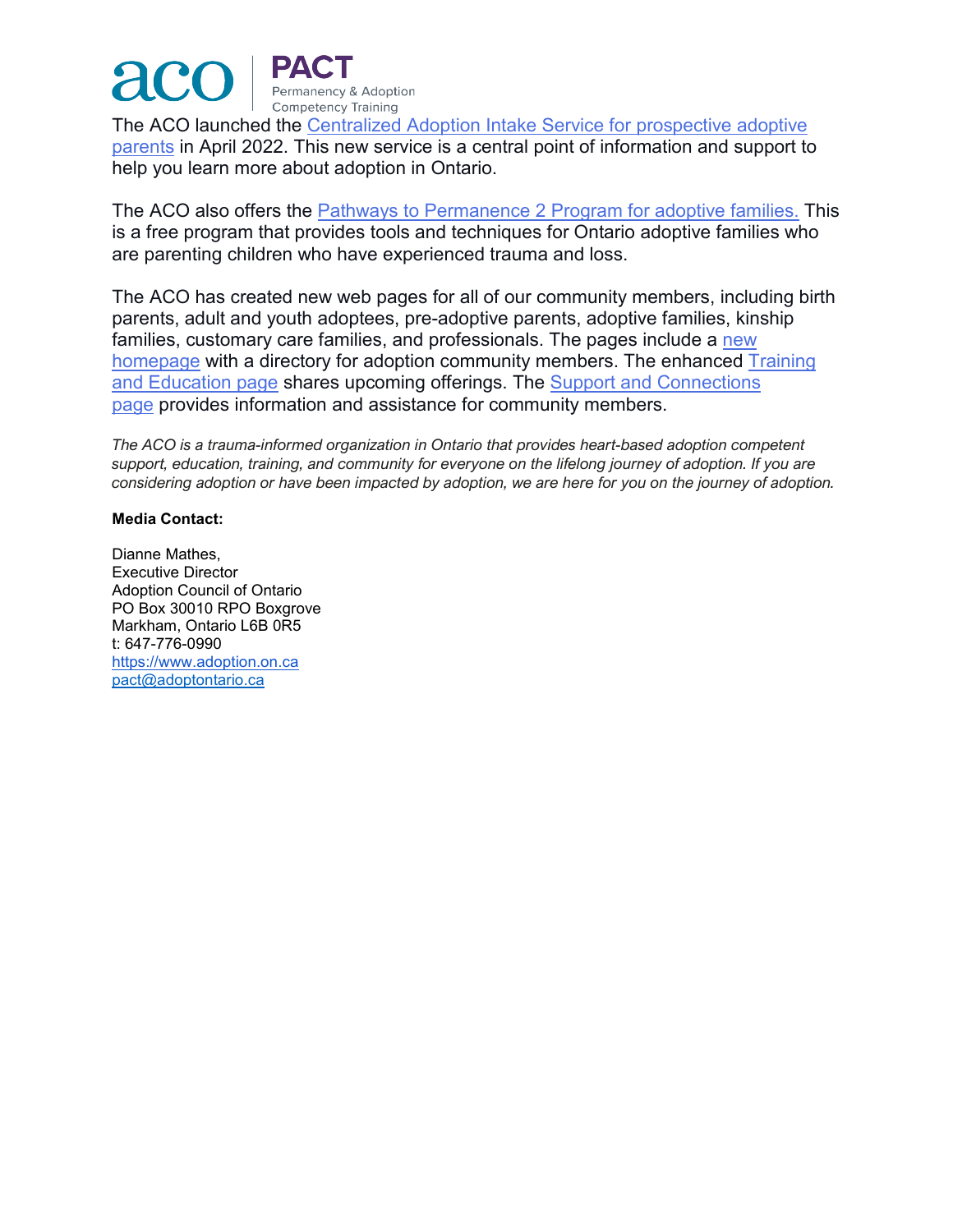The ACO launched the Centralized Adoption Intake Service for prospective adoptive parents in April 2022. This new service is a central point of information and support to help you learn more about adoption in Ontario.

The ACO also offers the Pathways to Permanence 2 Program for adoptive families. This is a free program that provides tools and techniques for Ontario adoptive families who are parenting children who have experienced trauma and loss.

The ACO has created new web pages for all of our community members, including birth parents, adult and youth adoptees, pre-adoptive parents, adoptive families, kinship families, customary care families, and professionals. The pages include a new homepage with a directory for adoption community members. The enhanced Training and Education page shares upcoming offerings. The Support and Connections page provides information and assistance for community members.

*The ACO is a trauma-informed organization in Ontario that provides heart-based adoption competent support, education, training, and community for everyone on the lifelong journey of adoption. If you are considering adoption or have been impacted by adoption, we are here for you on the journey of adoption.*

**Media Contact:**

Dianne Mathes,
Executive Director
Adoption Council of Ontario
PO Box 30010 RPO Boxgrove
Markham, Ontario L6B 0R5
t: 647-776-0990
https://www.adoption.on.ca
pact@adoptontario.ca